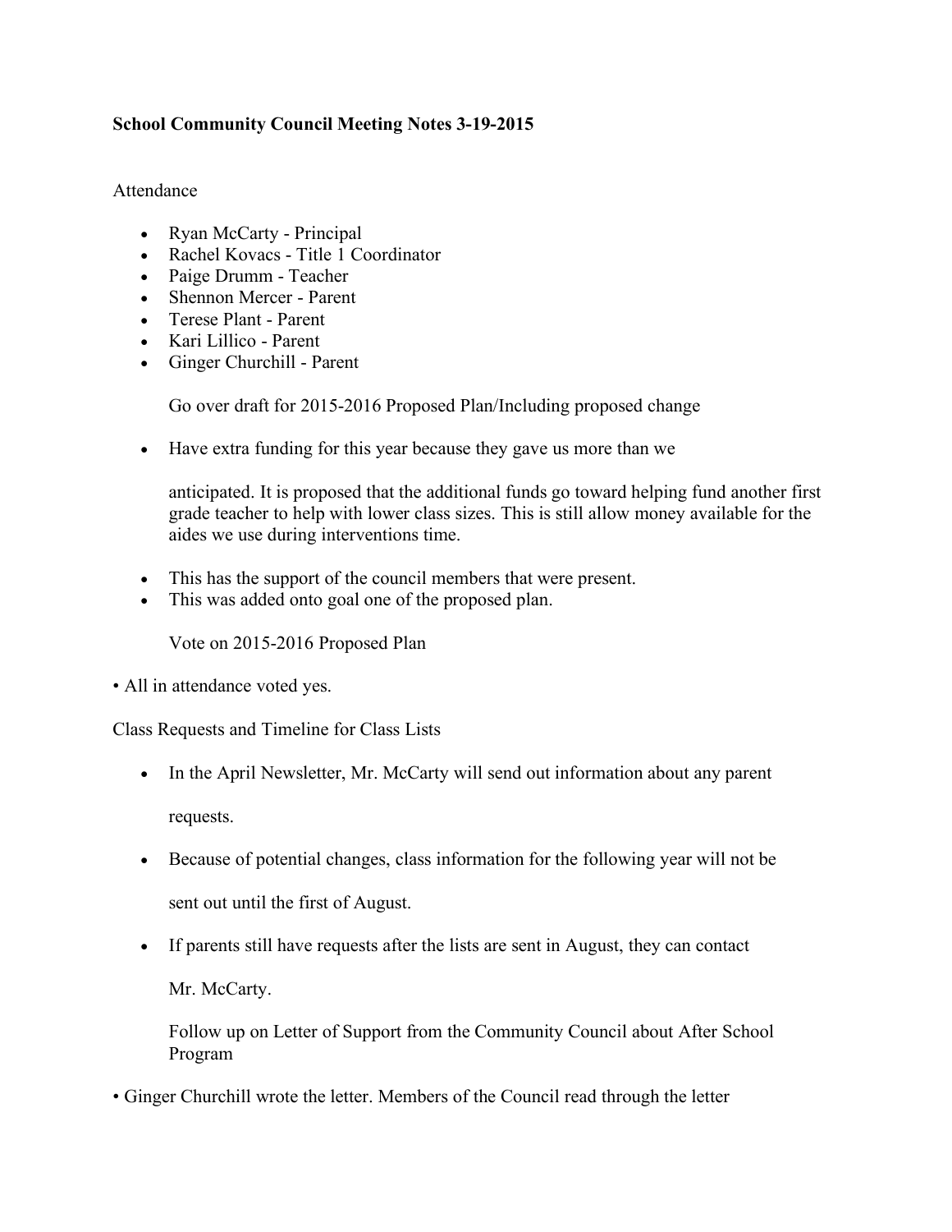**School Community Council Meeting Notes 3-19-2015**

Attendance

- Ryan McCarty - Principal
- Rachel Kovacs - Title 1 Coordinator
- Paige Drumm - Teacher
- Shennon Mercer - Parent
- Terese Plant - Parent
- Kari Lillico - Parent
- Ginger Churchill - Parent

Go over draft for 2015-2016 Proposed Plan/Including proposed change

- Have extra funding for this year because they gave us more than we

  anticipated. It is proposed that the additional funds go toward helping fund another first grade teacher to help with lower class sizes. This is still allow money available for the aides we use during interventions time.

- This has the support of the council members that were present.
- This was added onto goal one of the proposed plan.

Vote on 2015-2016 Proposed Plan

- All in attendance voted yes.

Class Requests and Timeline for Class Lists

- In the April Newsletter, Mr. McCarty will send out information about any parent

  requests.

- Because of potential changes, class information for the following year will not be

  sent out until the first of August.

- If parents still have requests after the lists are sent in August, they can contact

  Mr. McCarty.

Follow up on Letter of Support from the Community Council about After School Program

- Ginger Churchill wrote the letter. Members of the Council read through the letter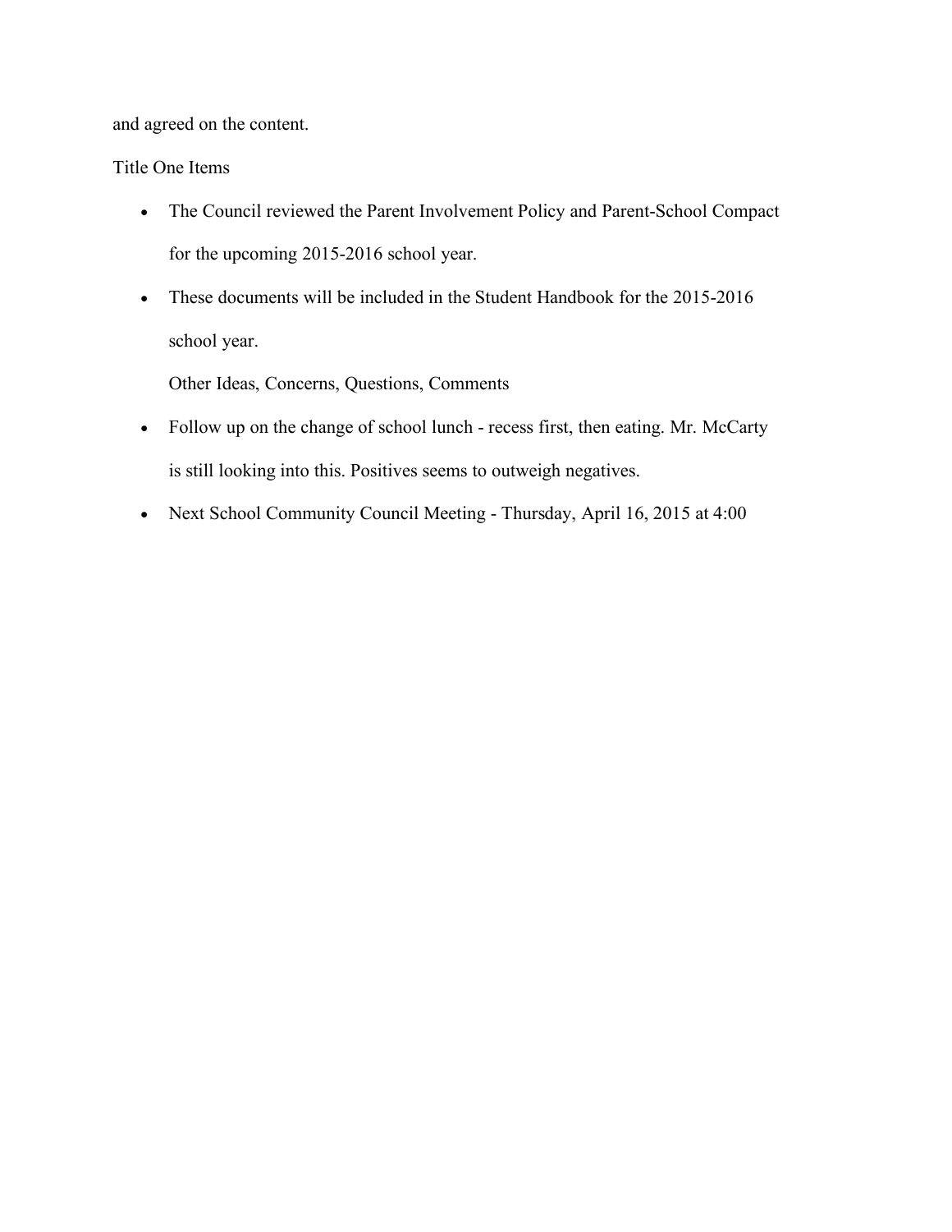and agreed on the content.

Title One Items

- The Council reviewed the Parent Involvement Policy and Parent-School Compact for the upcoming 2015-2016 school year.
- These documents will be included in the Student Handbook for the 2015-2016 school year.

  Other Ideas, Concerns, Questions, Comments

- Follow up on the change of school lunch - recess first, then eating. Mr. McCarty is still looking into this. Positives seems to outweigh negatives.
- Next School Community Council Meeting - Thursday, April 16, 2015 at 4:00